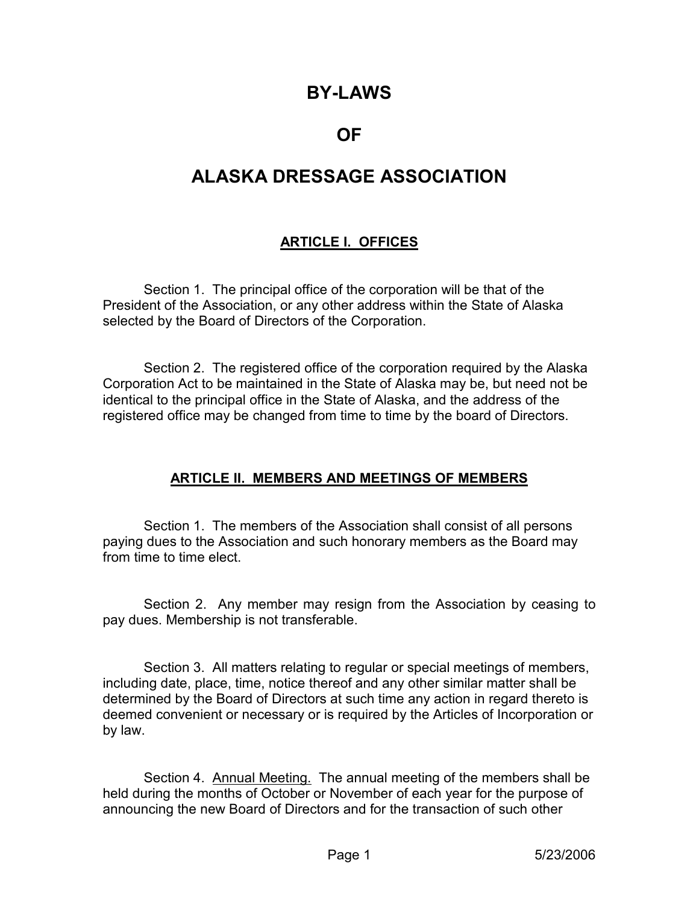# BY-LAWS

# OF

# ALASKA DRESSAGE ASSOCIATION

## ARTICLE I. OFFICES

Section 1. The principal office of the corporation will be that of the President of the Association, or any other address within the State of Alaska selected by the Board of Directors of the Corporation.

Section 2. The registered office of the corporation required by the Alaska Corporation Act to be maintained in the State of Alaska may be, but need not be identical to the principal office in the State of Alaska, and the address of the registered office may be changed from time to time by the board of Directors.

## ARTICLE II. MEMBERS AND MEETINGS OF MEMBERS

Section 1. The members of the Association shall consist of all persons paying dues to the Association and such honorary members as the Board may from time to time elect.

Section 2. Any member may resign from the Association by ceasing to pay dues. Membership is not transferable.

Section 3. All matters relating to regular or special meetings of members, including date, place, time, notice thereof and any other similar matter shall be determined by the Board of Directors at such time any action in regard thereto is deemed convenient or necessary or is required by the Articles of Incorporation or by law.

Section 4. Annual Meeting. The annual meeting of the members shall be held during the months of October or November of each year for the purpose of announcing the new Board of Directors and for the transaction of such other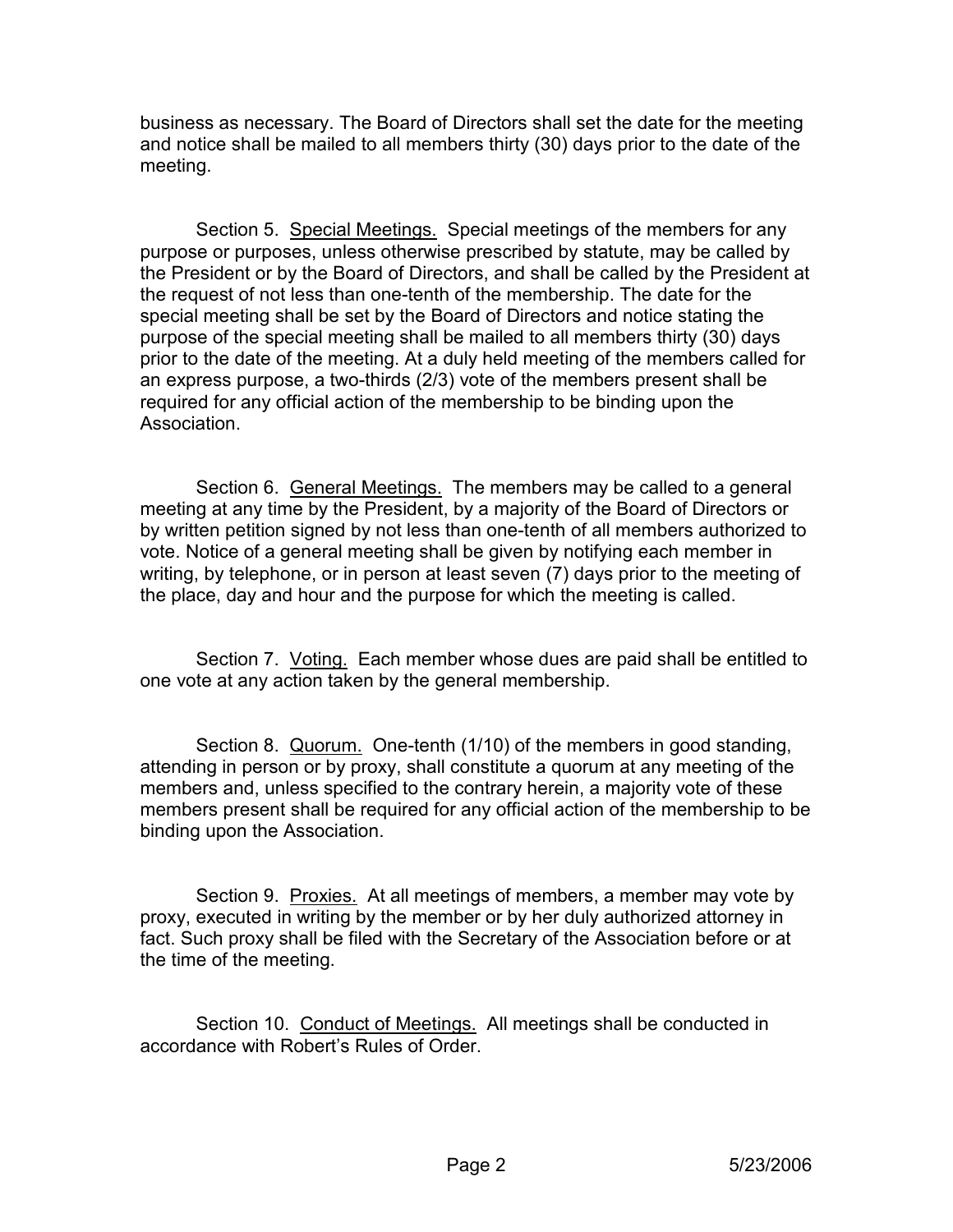business as necessary. The Board of Directors shall set the date for the meeting and notice shall be mailed to all members thirty (30) days prior to the date of the meeting.

Section 5. Special Meetings. Special meetings of the members for any purpose or purposes, unless otherwise prescribed by statute, may be called by the President or by the Board of Directors, and shall be called by the President at the request of not less than one-tenth of the membership. The date for the special meeting shall be set by the Board of Directors and notice stating the purpose of the special meeting shall be mailed to all members thirty (30) days prior to the date of the meeting. At a duly held meeting of the members called for an express purpose, a two-thirds (2/3) vote of the members present shall be required for any official action of the membership to be binding upon the Association.

Section 6. General Meetings. The members may be called to a general meeting at any time by the President, by a majority of the Board of Directors or by written petition signed by not less than one-tenth of all members authorized to vote. Notice of a general meeting shall be given by notifying each member in writing, by telephone, or in person at least seven (7) days prior to the meeting of the place, day and hour and the purpose for which the meeting is called.

Section 7. Voting. Each member whose dues are paid shall be entitled to one vote at any action taken by the general membership.

Section 8. Quorum. One-tenth (1/10) of the members in good standing, attending in person or by proxy, shall constitute a quorum at any meeting of the members and, unless specified to the contrary herein, a majority vote of these members present shall be required for any official action of the membership to be binding upon the Association.

Section 9. Proxies. At all meetings of members, a member may vote by proxy, executed in writing by the member or by her duly authorized attorney in fact. Such proxy shall be filed with the Secretary of the Association before or at the time of the meeting.

Section 10. Conduct of Meetings. All meetings shall be conducted in accordance with Robert's Rules of Order.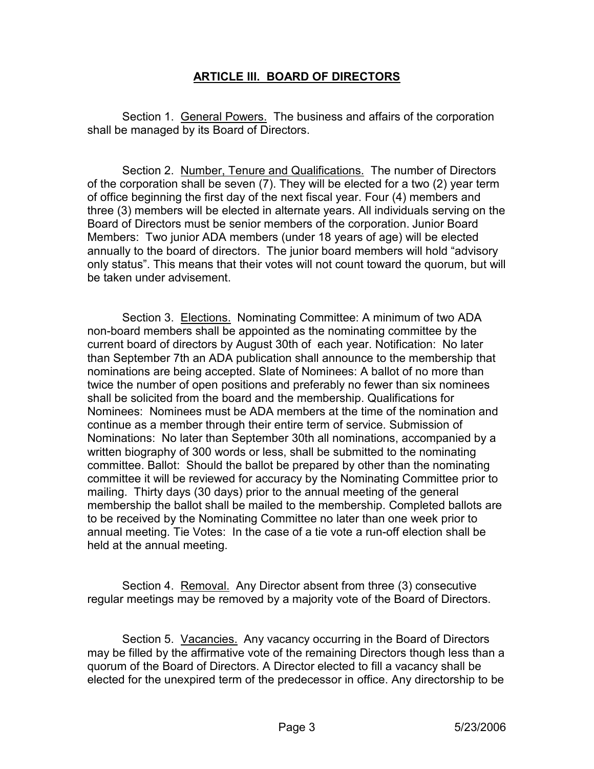## ARTICLE III. BOARD OF DIRECTORS

Section 1. General Powers. The business and affairs of the corporation shall be managed by its Board of Directors.

Section 2. Number, Tenure and Qualifications. The number of Directors of the corporation shall be seven (7). They will be elected for a two (2) year term of office beginning the first day of the next fiscal year. Four (4) members and three (3) members will be elected in alternate years. All individuals serving on the Board of Directors must be senior members of the corporation. Junior Board Members: Two junior ADA members (under 18 years of age) will be elected annually to the board of directors. The junior board members will hold "advisory only status". This means that their votes will not count toward the quorum, but will be taken under advisement.

Section 3. Elections. Nominating Committee: A minimum of two ADA non-board members shall be appointed as the nominating committee by the current board of directors by August 30th of each year. Notification: No later than September 7th an ADA publication shall announce to the membership that nominations are being accepted. Slate of Nominees: A ballot of no more than twice the number of open positions and preferably no fewer than six nominees shall be solicited from the board and the membership. Qualifications for Nominees: Nominees must be ADA members at the time of the nomination and continue as a member through their entire term of service. Submission of Nominations: No later than September 30th all nominations, accompanied by a written biography of 300 words or less, shall be submitted to the nominating committee. Ballot: Should the ballot be prepared by other than the nominating committee it will be reviewed for accuracy by the Nominating Committee prior to mailing. Thirty days (30 days) prior to the annual meeting of the general membership the ballot shall be mailed to the membership. Completed ballots are to be received by the Nominating Committee no later than one week prior to annual meeting. Tie Votes: In the case of a tie vote a run-off election shall be held at the annual meeting.

Section 4. Removal. Any Director absent from three (3) consecutive regular meetings may be removed by a majority vote of the Board of Directors.

Section 5. Vacancies. Any vacancy occurring in the Board of Directors may be filled by the affirmative vote of the remaining Directors though less than a quorum of the Board of Directors. A Director elected to fill a vacancy shall be elected for the unexpired term of the predecessor in office. Any directorship to be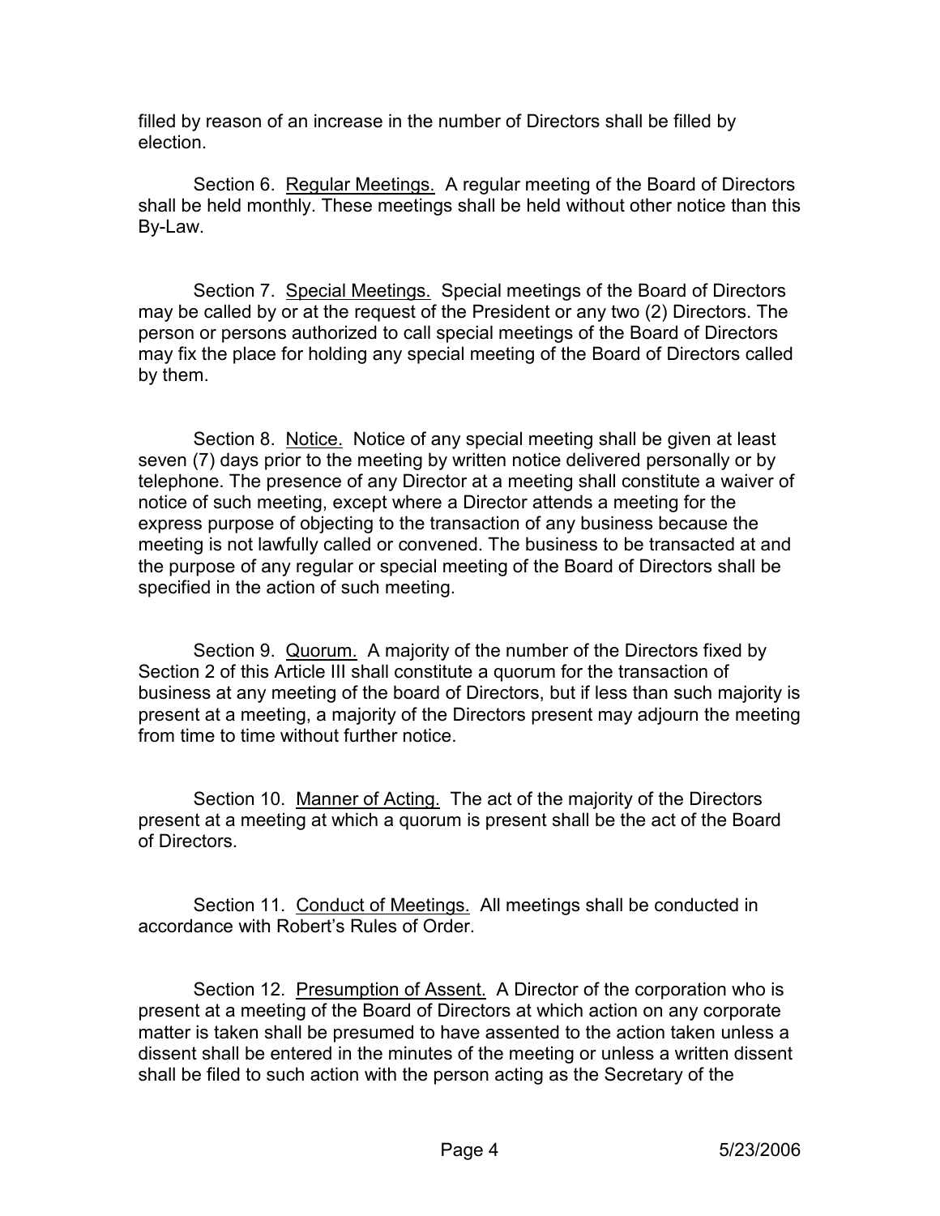filled by reason of an increase in the number of Directors shall be filled by election.

Section 6. <u>Regular Meetings.</u> A regular meeting of the Board of Directors shall be held monthly. These meetings shall be held without other notice than this By-Law.

Section 7. <u>Special Meetings.</u> Special meetings of the Board of Directors may be called by or at the request of the President or any two (2) Directors. The person or persons authorized to call special meetings of the Board of Directors may fix the place for holding any special meeting of the Board of Directors called by them.

Section 8. <u>Notice.</u> Notice of any special meeting shall be given at least seven (7) days prior to the meeting by written notice delivered personally or by telephone. The presence of any Director at a meeting shall constitute a waiver of notice of such meeting, except where a Director attends a meeting for the express purpose of objecting to the transaction of any business because the meeting is not lawfully called or convened. The business to be transacted at and the purpose of any regular or special meeting of the Board of Directors shall be specified in the action of such meeting.

Section 9. <u>Quorum.</u> A majority of the number of the Directors fixed by Section 2 of this Article III shall constitute a quorum for the transaction of business at any meeting of the board of Directors, but if less than such majority is present at a meeting, a majority of the Directors present may adjourn the meeting from time to time without further notice.

Section 10. <u>Manner of Acting.</u> The act of the majority of the Directors present at a meeting at which a quorum is present shall be the act of the Board of Directors.

Section 11. <u>Conduct of Meetings.</u> All meetings shall be conducted in accordance with Robert's Rules of Order.

Section 12. <u>Presumption of Assent.</u> A Director of the corporation who is present at a meeting of the Board of Directors at which action on any corporate matter is taken shall be presumed to have assented to the action taken unless a dissent shall be entered in the minutes of the meeting or unless a written dissent shall be filed to such action with the person acting as the Secretary of the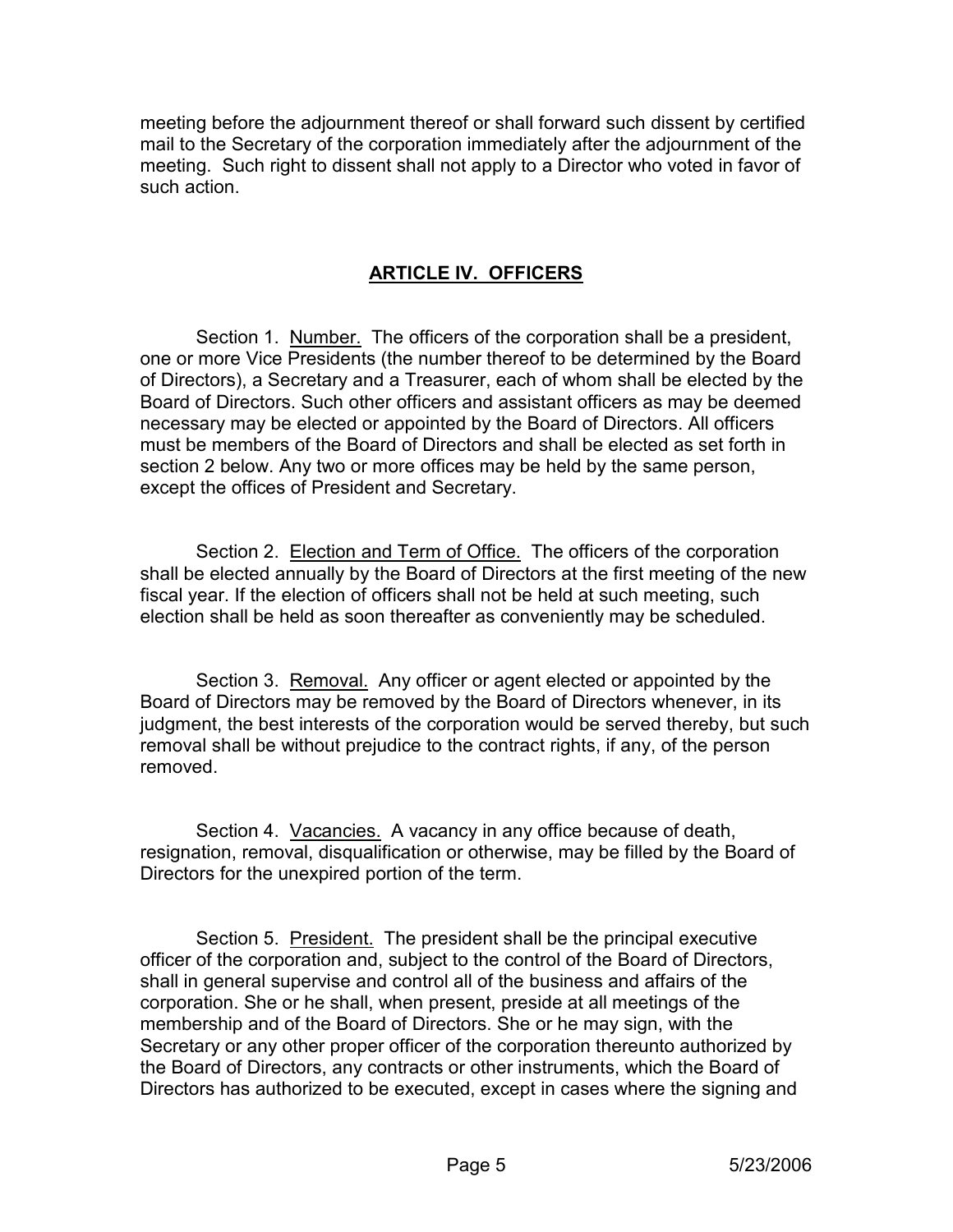meeting before the adjournment thereof or shall forward such dissent by certified mail to the Secretary of the corporation immediately after the adjournment of the meeting. Such right to dissent shall not apply to a Director who voted in favor of such action.

## ARTICLE IV. OFFICERS

Section 1. Number. The officers of the corporation shall be a president, one or more Vice Presidents (the number thereof to be determined by the Board of Directors), a Secretary and a Treasurer, each of whom shall be elected by the Board of Directors. Such other officers and assistant officers as may be deemed necessary may be elected or appointed by the Board of Directors. All officers must be members of the Board of Directors and shall be elected as set forth in section 2 below. Any two or more offices may be held by the same person, except the offices of President and Secretary.

Section 2. Election and Term of Office. The officers of the corporation shall be elected annually by the Board of Directors at the first meeting of the new fiscal year. If the election of officers shall not be held at such meeting, such election shall be held as soon thereafter as conveniently may be scheduled.

Section 3. Removal. Any officer or agent elected or appointed by the Board of Directors may be removed by the Board of Directors whenever, in its judgment, the best interests of the corporation would be served thereby, but such removal shall be without prejudice to the contract rights, if any, of the person removed.

Section 4. Vacancies. A vacancy in any office because of death, resignation, removal, disqualification or otherwise, may be filled by the Board of Directors for the unexpired portion of the term.

Section 5. President. The president shall be the principal executive officer of the corporation and, subject to the control of the Board of Directors, shall in general supervise and control all of the business and affairs of the corporation. She or he shall, when present, preside at all meetings of the membership and of the Board of Directors. She or he may sign, with the Secretary or any other proper officer of the corporation thereunto authorized by the Board of Directors, any contracts or other instruments, which the Board of Directors has authorized to be executed, except in cases where the signing and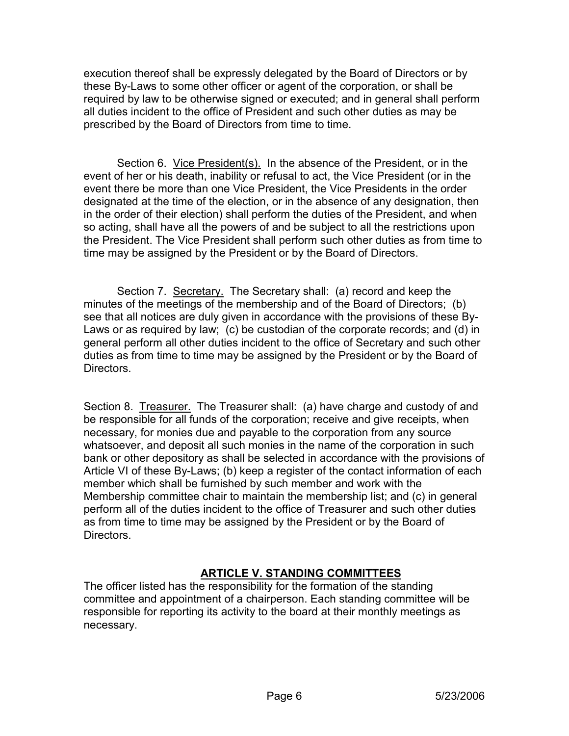execution thereof shall be expressly delegated by the Board of Directors or by these By-Laws to some other officer or agent of the corporation, or shall be required by law to be otherwise signed or executed; and in general shall perform all duties incident to the office of President and such other duties as may be prescribed by the Board of Directors from time to time.

Section 6. Vice President(s). In the absence of the President, or in the event of her or his death, inability or refusal to act, the Vice President (or in the event there be more than one Vice President, the Vice Presidents in the order designated at the time of the election, or in the absence of any designation, then in the order of their election) shall perform the duties of the President, and when so acting, shall have all the powers of and be subject to all the restrictions upon the President. The Vice President shall perform such other duties as from time to time may be assigned by the President or by the Board of Directors.

Section 7. Secretary. The Secretary shall: (a) record and keep the minutes of the meetings of the membership and of the Board of Directors; (b) see that all notices are duly given in accordance with the provisions of these By-Laws or as required by law; (c) be custodian of the corporate records; and (d) in general perform all other duties incident to the office of Secretary and such other duties as from time to time may be assigned by the President or by the Board of Directors.

Section 8. Treasurer. The Treasurer shall: (a) have charge and custody of and be responsible for all funds of the corporation; receive and give receipts, when necessary, for monies due and payable to the corporation from any source whatsoever, and deposit all such monies in the name of the corporation in such bank or other depository as shall be selected in accordance with the provisions of Article VI of these By-Laws; (b) keep a register of the contact information of each member which shall be furnished by such member and work with the Membership committee chair to maintain the membership list; and (c) in general perform all of the duties incident to the office of Treasurer and such other duties as from time to time may be assigned by the President or by the Board of Directors.

## ARTICLE V. STANDING COMMITTEES

The officer listed has the responsibility for the formation of the standing committee and appointment of a chairperson. Each standing committee will be responsible for reporting its activity to the board at their monthly meetings as necessary.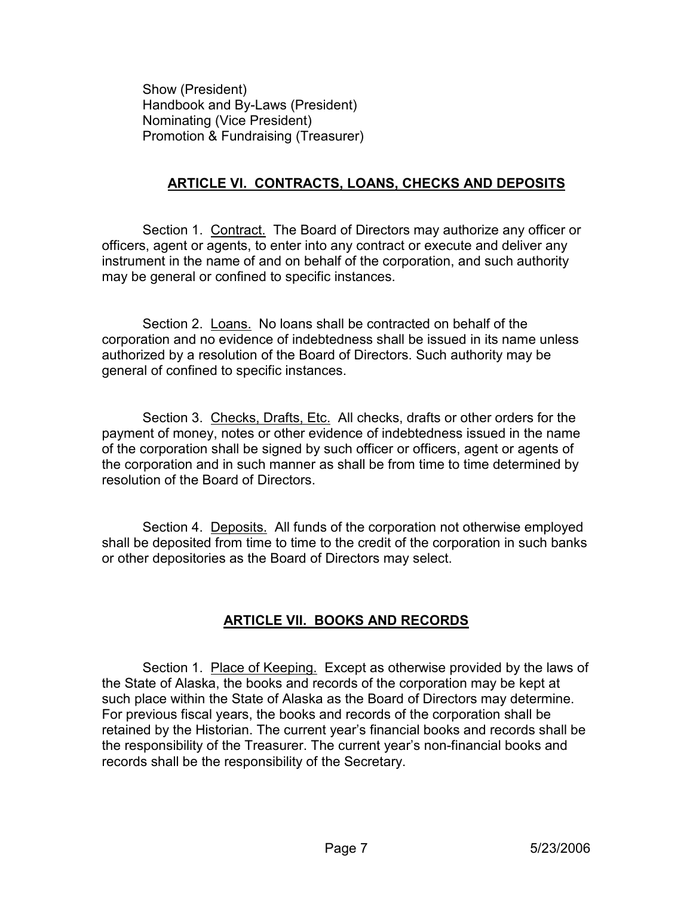Show (President)
Handbook and By-Laws (President)
Nominating (Vice President)
Promotion & Fundraising (Treasurer)

## ARTICLE VI. CONTRACTS, LOANS, CHECKS AND DEPOSITS

Section 1. Contract. The Board of Directors may authorize any officer or officers, agent or agents, to enter into any contract or execute and deliver any instrument in the name of and on behalf of the corporation, and such authority may be general or confined to specific instances.

Section 2. Loans. No loans shall be contracted on behalf of the corporation and no evidence of indebtedness shall be issued in its name unless authorized by a resolution of the Board of Directors. Such authority may be general of confined to specific instances.

Section 3. Checks, Drafts, Etc. All checks, drafts or other orders for the payment of money, notes or other evidence of indebtedness issued in the name of the corporation shall be signed by such officer or officers, agent or agents of the corporation and in such manner as shall be from time to time determined by resolution of the Board of Directors.

Section 4. Deposits. All funds of the corporation not otherwise employed shall be deposited from time to time to the credit of the corporation in such banks or other depositories as the Board of Directors may select.

## ARTICLE VII. BOOKS AND RECORDS

Section 1. Place of Keeping. Except as otherwise provided by the laws of the State of Alaska, the books and records of the corporation may be kept at such place within the State of Alaska as the Board of Directors may determine. For previous fiscal years, the books and records of the corporation shall be retained by the Historian. The current year's financial books and records shall be the responsibility of the Treasurer. The current year's non-financial books and records shall be the responsibility of the Secretary.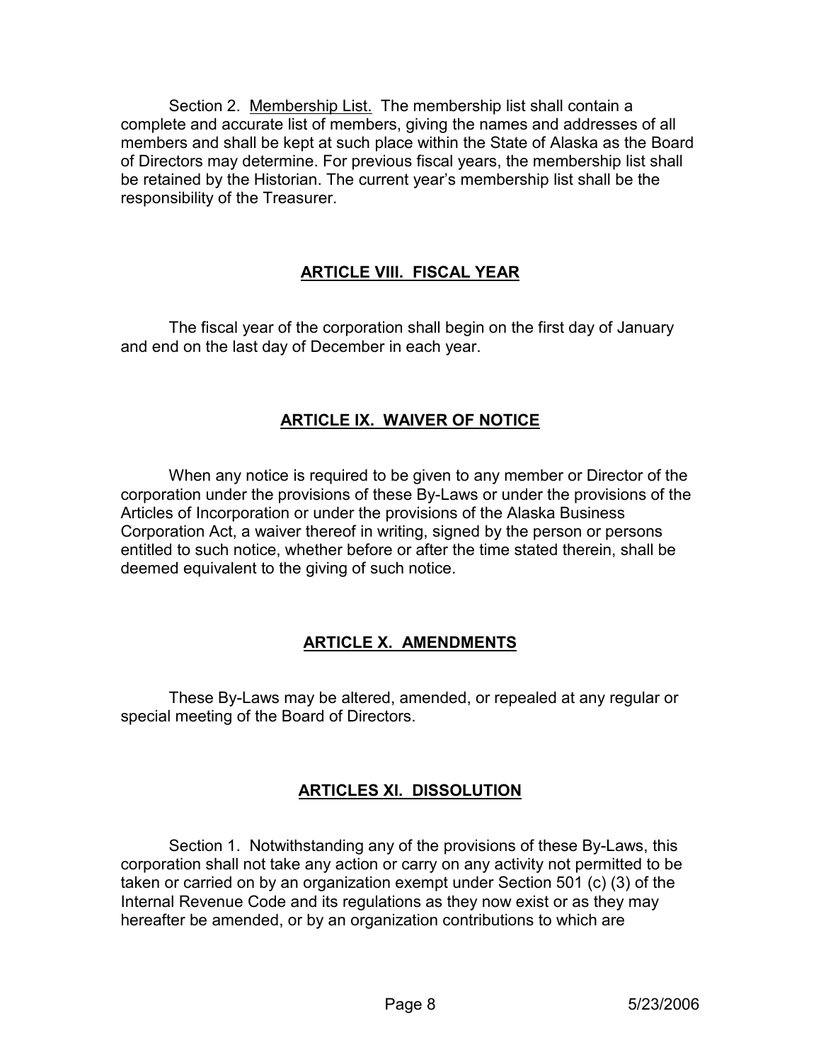Section 2. Membership List. The membership list shall contain a complete and accurate list of members, giving the names and addresses of all members and shall be kept at such place within the State of Alaska as the Board of Directors may determine. For previous fiscal years, the membership list shall be retained by the Historian. The current year's membership list shall be the responsibility of the Treasurer.

## ARTICLE VIII. FISCAL YEAR

The fiscal year of the corporation shall begin on the first day of January and end on the last day of December in each year.

## ARTICLE IX. WAIVER OF NOTICE

When any notice is required to be given to any member or Director of the corporation under the provisions of these By-Laws or under the provisions of the Articles of Incorporation or under the provisions of the Alaska Business Corporation Act, a waiver thereof in writing, signed by the person or persons entitled to such notice, whether before or after the time stated therein, shall be deemed equivalent to the giving of such notice.

## ARTICLE X. AMENDMENTS

These By-Laws may be altered, amended, or repealed at any regular or special meeting of the Board of Directors.

## ARTICLES XI. DISSOLUTION

Section 1. Notwithstanding any of the provisions of these By-Laws, this corporation shall not take any action or carry on any activity not permitted to be taken or carried on by an organization exempt under Section 501 (c) (3) of the Internal Revenue Code and its regulations as they now exist or as they may hereafter be amended, or by an organization contributions to which are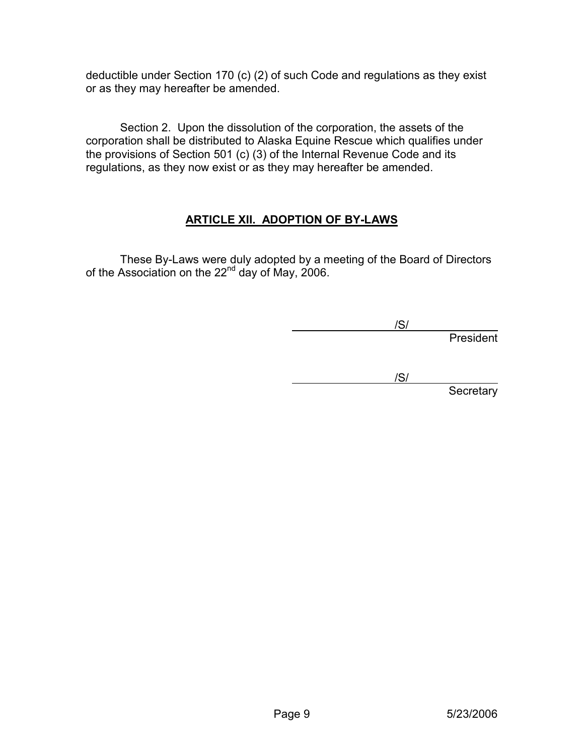deductible under Section 170 (c) (2) of such Code and regulations as they exist or as they may hereafter be amended.

Section 2. Upon the dissolution of the corporation, the assets of the corporation shall be distributed to Alaska Equine Rescue which qualifies under the provisions of Section 501 (c) (3) of the Internal Revenue Code and its regulations, as they now exist or as they may hereafter be amended.

## ARTICLE XII. ADOPTION OF BY-LAWS

These By-Laws were duly adopted by a meeting of the Board of Directors of the Association on the 22nd day of May, 2006.

/S/
President

/S/
Secretary